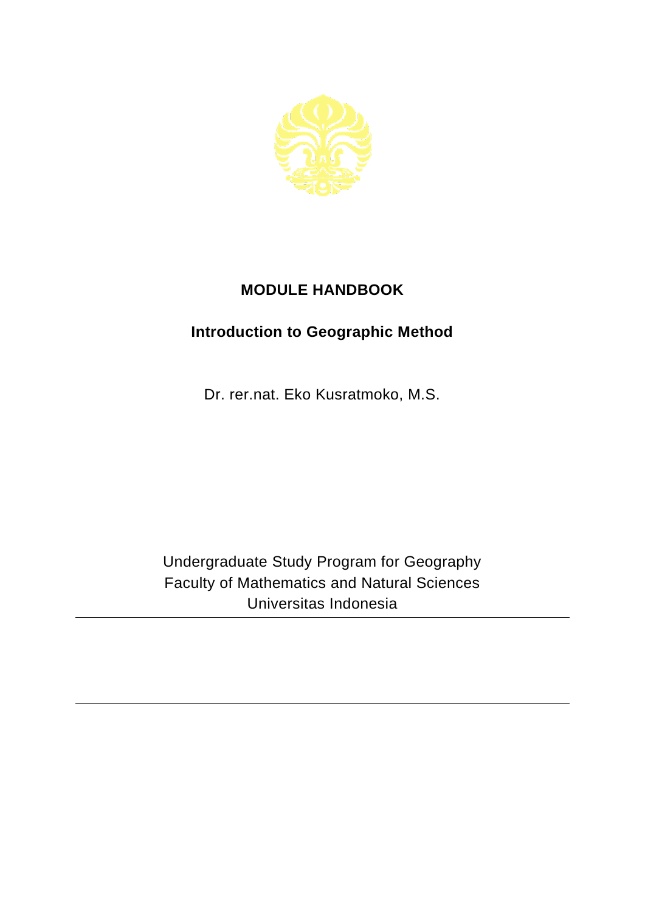# MODULE HANDBOOK

## Introduction to Geographic Method

Dr. rer.nat. Eko Kusratmoko, M.S.

Undergraduate Study Program for Geography
Faculty of Mathematics and Natural Sciences
Universitas Indonesia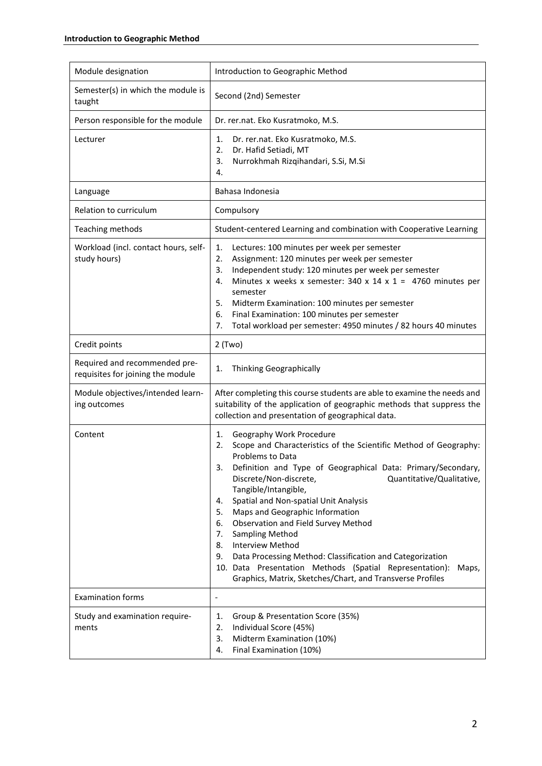| Module designation | Introduction to Geographic Method |
| --- | --- |
| Semester(s) in which the module is taught | Second (2nd) Semester |
| Person responsible for the module | Dr. rer.nat. Eko Kusratmoko, M.S. |
| Lecturer | 1. Dr. rer.nat. Eko Kusratmoko, M.S.<br>2. Dr. Hafid Setiadi, MT<br>3. Nurrokhmah Rizqihandari, S.Si, M.Si<br>4. |
| Language | Bahasa Indonesia |
| Relation to curriculum | Compulsory |
| Teaching methods | Student-centered Learning and combination with Cooperative Learning |
| Workload (incl. contact hours, self-study hours) | 1. Lectures: 100 minutes per week per semester<br>2. Assignment: 120 minutes per week per semester<br>3. Independent study: 120 minutes per week per semester<br>4. Minutes x weeks x semester: 340 x 14 x 1 = 4760 minutes per semester<br>5. Midterm Examination: 100 minutes per semester<br>6. Final Examination: 100 minutes per semester<br>7. Total workload per semester: 4950 minutes / 82 hours 40 minutes |
| Credit points | 2 (Two) |
| Required and recommended pre-requisites for joining the module | 1. Thinking Geographically |
| Module objectives/intended learning outcomes | After completing this course students are able to examine the needs and suitability of the application of geographic methods that suppress the collection and presentation of geographical data. |
| Content | 1. Geography Work Procedure<br>2. Scope and Characteristics of the Scientific Method of Geography: Problems to Data<br>3. Definition and Type of Geographical Data: Primary/Secondary, Discrete/Non-discrete, Quantitative/Qualitative, Tangible/Intangible,<br>4. Spatial and Non-spatial Unit Analysis<br>5. Maps and Geographic Information<br>6. Observation and Field Survey Method<br>7. Sampling Method<br>8. Interview Method<br>9. Data Processing Method: Classification and Categorization<br>10. Data Presentation Methods (Spatial Representation): Maps, Graphics, Matrix, Sketches/Chart, and Transverse Profiles |
| Examination forms | - |
| Study and examination requirements | 1. Group & Presentation Score (35%)<br>2. Individual Score (45%)<br>3. Midterm Examination (10%)<br>4. Final Examination (10%) |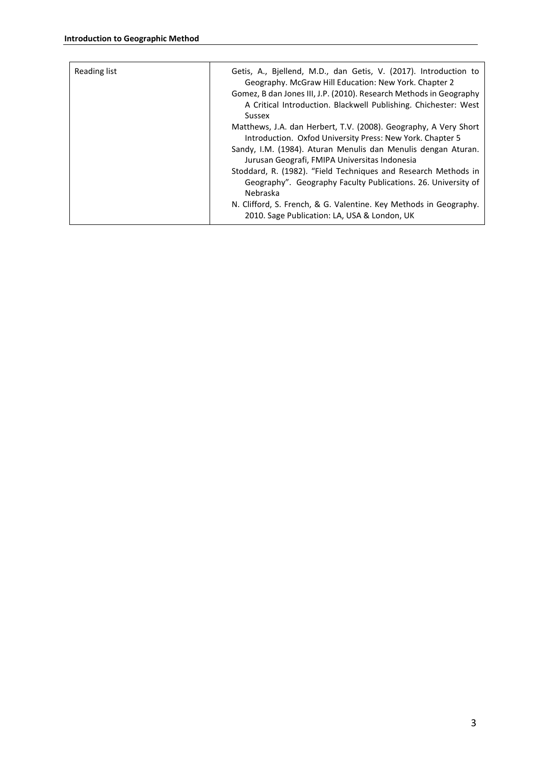| | |
|---|---|
| Reading list | Getis, A., Bjellend, M.D., dan Getis, V. (2017). Introduction to Geography. McGraw Hill Education: New York. Chapter 2<br>Gomez, B dan Jones III, J.P. (2010). Research Methods in Geography A Critical Introduction. Blackwell Publishing. Chichester: West Sussex<br>Matthews, J.A. dan Herbert, T.V. (2008). Geography, A Very Short Introduction. Oxfod University Press: New York. Chapter 5<br>Sandy, I.M. (1984). Aturan Menulis dan Menulis dengan Aturan. Jurusan Geografi, FMIPA Universitas Indonesia<br>Stoddard, R. (1982). "Field Techniques and Research Methods in Geography". Geography Faculty Publications. 26. University of Nebraska<br>N. Clifford, S. French, & G. Valentine. Key Methods in Geography. 2010. Sage Publication: LA, USA & London, UK |